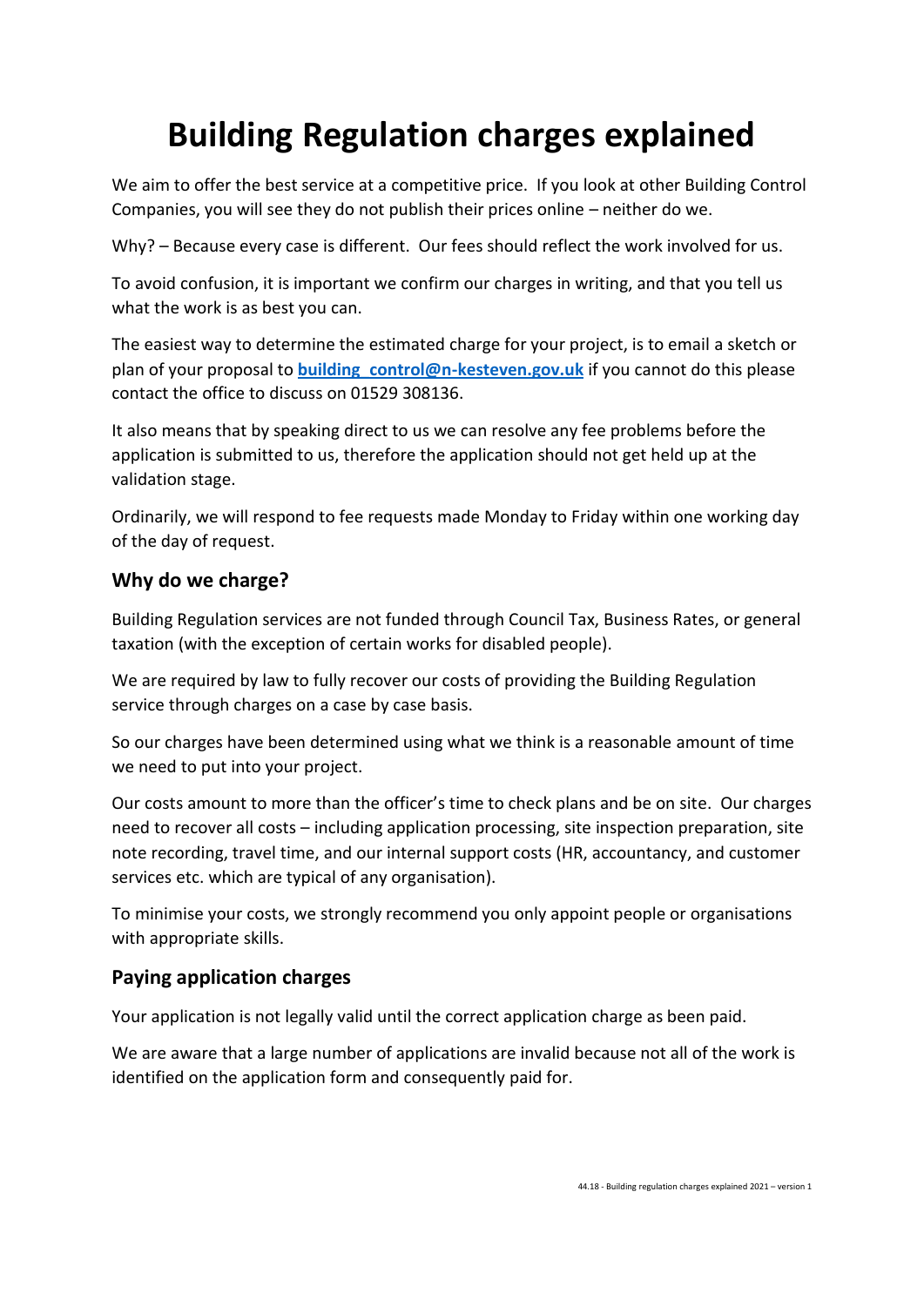# Building Regulation charges explained

We aim to offer the best service at a competitive price. If you look at other Building Control Companies, you will see they do not publish their prices online – neither do we.

Why? – Because every case is different. Our fees should reflect the work involved for us.

To avoid confusion, it is important we confirm our charges in writing, and that you tell us what the work is as best you can.

The easiest way to determine the estimated charge for your project, is to email a sketch or plan of your proposal to **building_control@n-kesteven.gov.uk** if you cannot do this please contact the office to discuss on 01529 308136.

It also means that by speaking direct to us we can resolve any fee problems before the application is submitted to us, therefore the application should not get held up at the validation stage.

Ordinarily, we will respond to fee requests made Monday to Friday within one working day of the day of request.

## Why do we charge?

Building Regulation services are not funded through Council Tax, Business Rates, or general taxation (with the exception of certain works for disabled people).

We are required by law to fully recover our costs of providing the Building Regulation service through charges on a case by case basis.

So our charges have been determined using what we think is a reasonable amount of time we need to put into your project.

Our costs amount to more than the officer's time to check plans and be on site. Our charges need to recover all costs – including application processing, site inspection preparation, site note recording, travel time, and our internal support costs (HR, accountancy, and customer services etc. which are typical of any organisation).

To minimise your costs, we strongly recommend you only appoint people or organisations with appropriate skills.

## Paying application charges

Your application is not legally valid until the correct application charge as been paid.

We are aware that a large number of applications are invalid because not all of the work is identified on the application form and consequently paid for.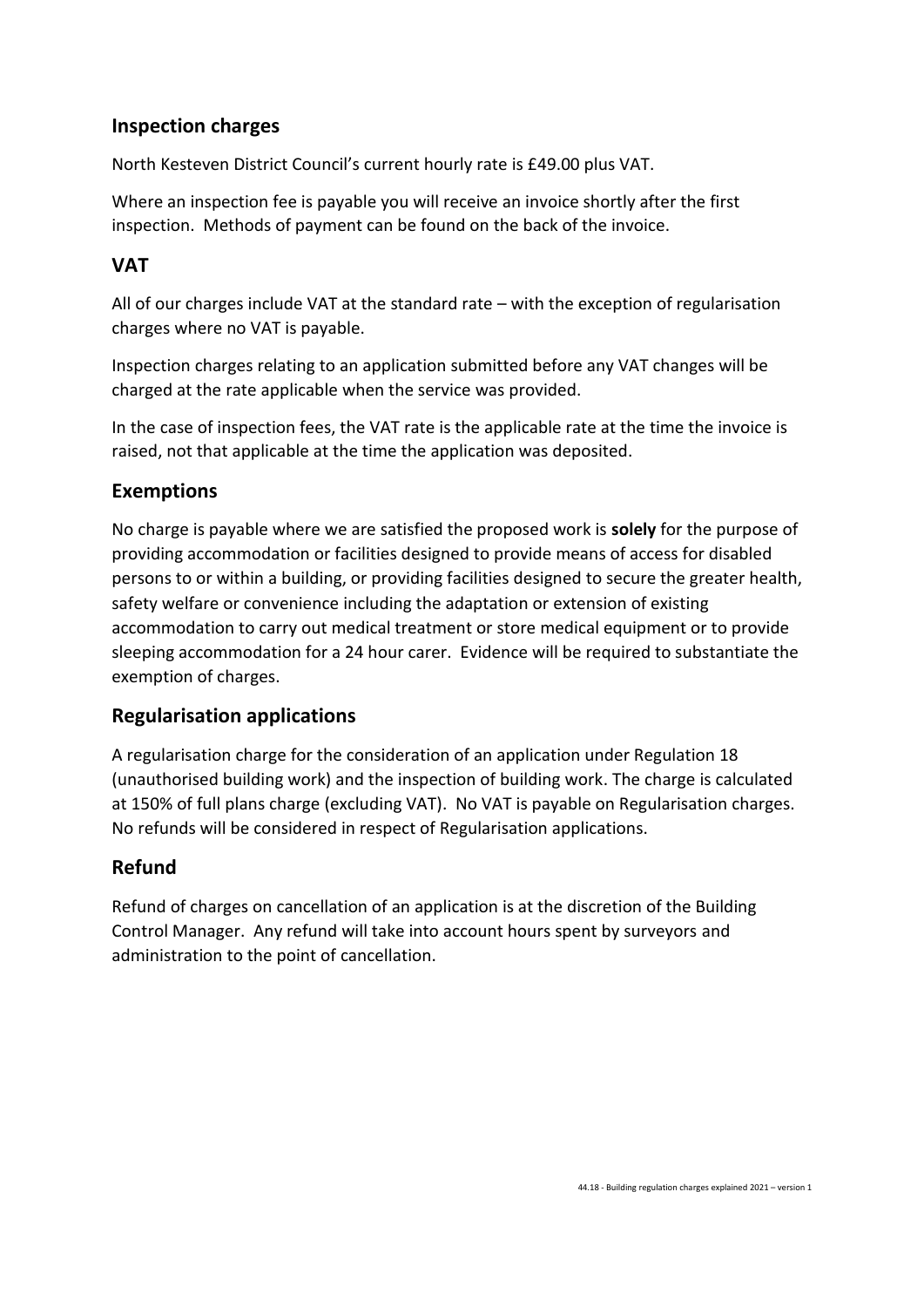## Inspection charges

North Kesteven District Council's current hourly rate is £49.00 plus VAT.

Where an inspection fee is payable you will receive an invoice shortly after the first inspection. Methods of payment can be found on the back of the invoice.

## VAT

All of our charges include VAT at the standard rate – with the exception of regularisation charges where no VAT is payable.

Inspection charges relating to an application submitted before any VAT changes will be charged at the rate applicable when the service was provided.

In the case of inspection fees, the VAT rate is the applicable rate at the time the invoice is raised, not that applicable at the time the application was deposited.

## Exemptions

No charge is payable where we are satisfied the proposed work is **solely** for the purpose of providing accommodation or facilities designed to provide means of access for disabled persons to or within a building, or providing facilities designed to secure the greater health, safety welfare or convenience including the adaptation or extension of existing accommodation to carry out medical treatment or store medical equipment or to provide sleeping accommodation for a 24 hour carer. Evidence will be required to substantiate the exemption of charges.

## Regularisation applications

A regularisation charge for the consideration of an application under Regulation 18 (unauthorised building work) and the inspection of building work. The charge is calculated at 150% of full plans charge (excluding VAT). No VAT is payable on Regularisation charges. No refunds will be considered in respect of Regularisation applications.

## Refund

Refund of charges on cancellation of an application is at the discretion of the Building Control Manager. Any refund will take into account hours spent by surveyors and administration to the point of cancellation.